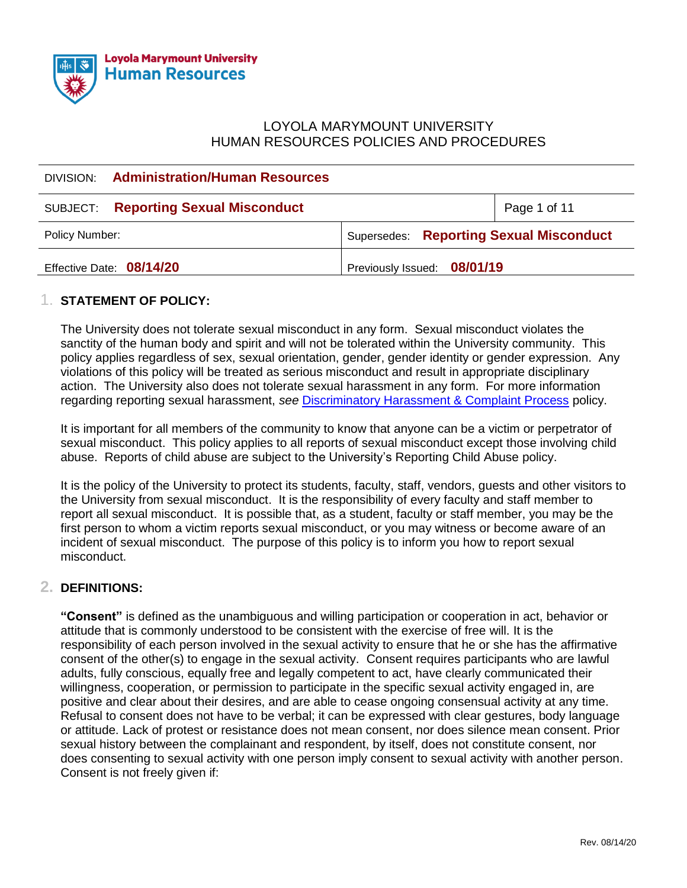Loyola Marymount University
Human Resources

LOYOLA MARYMOUNT UNIVERSITY
HUMAN RESOURCES POLICIES AND PROCEDURES

| DIVISION: **Administration/Human Resources** | |
|---|---|
| SUBJECT: **Reporting Sexual Misconduct** | Page 1 of 11 |
| Policy Number: | Supersedes: **Reporting Sexual Misconduct** |
| Effective Date: **08/14/20** | Previously Issued: **08/01/19** |

## 1. STATEMENT OF POLICY:

The University does not tolerate sexual misconduct in any form. Sexual misconduct violates the sanctity of the human body and spirit and will not be tolerated within the University community. This policy applies regardless of sex, sexual orientation, gender, gender identity or gender expression. Any violations of this policy will be treated as serious misconduct and result in appropriate disciplinary action. The University also does not tolerate sexual harassment in any form. For more information regarding reporting sexual harassment, *see* Discriminatory Harassment & Complaint Process policy.

It is important for all members of the community to know that anyone can be a victim or perpetrator of sexual misconduct. This policy applies to all reports of sexual misconduct except those involving child abuse. Reports of child abuse are subject to the University's Reporting Child Abuse policy.

It is the policy of the University to protect its students, faculty, staff, vendors, guests and other visitors to the University from sexual misconduct. It is the responsibility of every faculty and staff member to report all sexual misconduct. It is possible that, as a student, faculty or staff member, you may be the first person to whom a victim reports sexual misconduct, or you may witness or become aware of an incident of sexual misconduct. The purpose of this policy is to inform you how to report sexual misconduct.

## 2. DEFINITIONS:

**"Consent"** is defined as the unambiguous and willing participation or cooperation in act, behavior or attitude that is commonly understood to be consistent with the exercise of free will. It is the responsibility of each person involved in the sexual activity to ensure that he or she has the affirmative consent of the other(s) to engage in the sexual activity. Consent requires participants who are lawful adults, fully conscious, equally free and legally competent to act, have clearly communicated their willingness, cooperation, or permission to participate in the specific sexual activity engaged in, are positive and clear about their desires, and are able to cease ongoing consensual activity at any time. Refusal to consent does not have to be verbal; it can be expressed with clear gestures, body language or attitude. Lack of protest or resistance does not mean consent, nor does silence mean consent. Prior sexual history between the complainant and respondent, by itself, does not constitute consent, nor does consenting to sexual activity with one person imply consent to sexual activity with another person. Consent is not freely given if: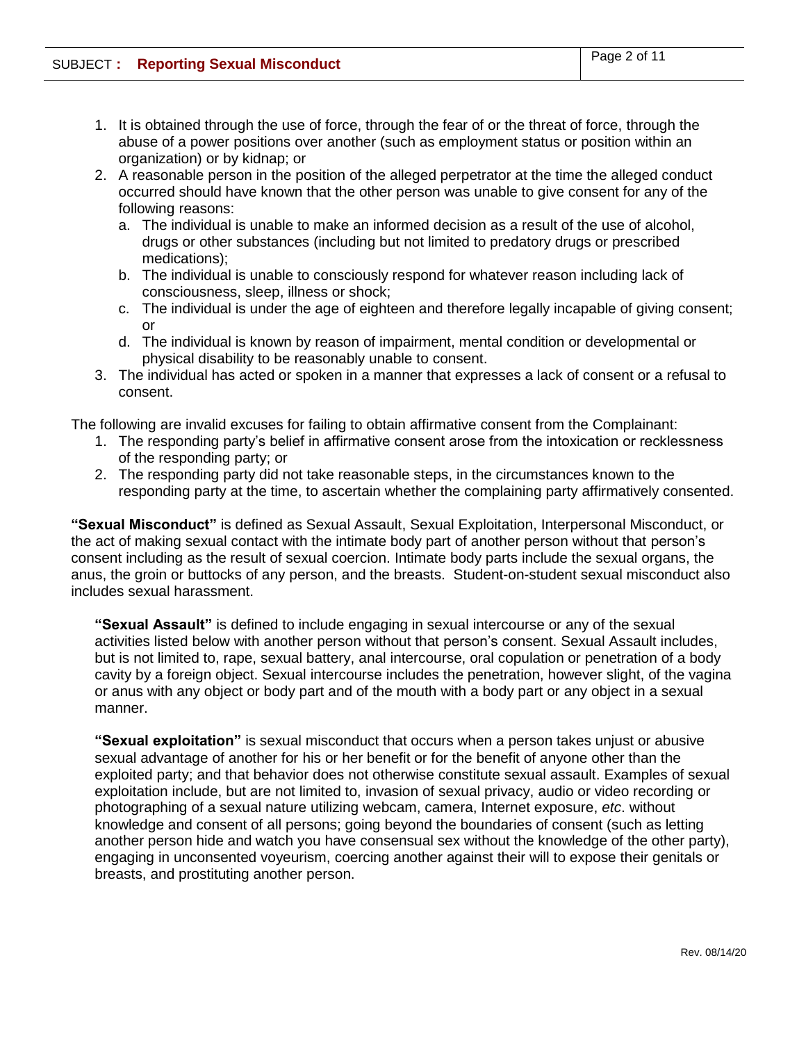1. It is obtained through the use of force, through the fear of or the threat of force, through the abuse of a power positions over another (such as employment status or position within an organization) or by kidnap; or
2. A reasonable person in the position of the alleged perpetrator at the time the alleged conduct occurred should have known that the other person was unable to give consent for any of the following reasons:
   a. The individual is unable to make an informed decision as a result of the use of alcohol, drugs or other substances (including but not limited to predatory drugs or prescribed medications);
   b. The individual is unable to consciously respond for whatever reason including lack of consciousness, sleep, illness or shock;
   c. The individual is under the age of eighteen and therefore legally incapable of giving consent; or
   d. The individual is known by reason of impairment, mental condition or developmental or physical disability to be reasonably unable to consent.
3. The individual has acted or spoken in a manner that expresses a lack of consent or a refusal to consent.

The following are invalid excuses for failing to obtain affirmative consent from the Complainant:

1. The responding party's belief in affirmative consent arose from the intoxication or recklessness of the responding party; or
2. The responding party did not take reasonable steps, in the circumstances known to the responding party at the time, to ascertain whether the complaining party affirmatively consented.

**"Sexual Misconduct"** is defined as Sexual Assault, Sexual Exploitation, Interpersonal Misconduct, or the act of making sexual contact with the intimate body part of another person without that person's consent including as the result of sexual coercion. Intimate body parts include the sexual organs, the anus, the groin or buttocks of any person, and the breasts. Student-on-student sexual misconduct also includes sexual harassment.

**"Sexual Assault"** is defined to include engaging in sexual intercourse or any of the sexual activities listed below with another person without that person's consent. Sexual Assault includes, but is not limited to, rape, sexual battery, anal intercourse, oral copulation or penetration of a body cavity by a foreign object. Sexual intercourse includes the penetration, however slight, of the vagina or anus with any object or body part and of the mouth with a body part or any object in a sexual manner.

**"Sexual exploitation"** is sexual misconduct that occurs when a person takes unjust or abusive sexual advantage of another for his or her benefit or for the benefit of anyone other than the exploited party; and that behavior does not otherwise constitute sexual assault. Examples of sexual exploitation include, but are not limited to, invasion of sexual privacy, audio or video recording or photographing of a sexual nature utilizing webcam, camera, Internet exposure, *etc*. without knowledge and consent of all persons; going beyond the boundaries of consent (such as letting another person hide and watch you have consensual sex without the knowledge of the other party), engaging in unconsented voyeurism, coercing another against their will to expose their genitals or breasts, and prostituting another person.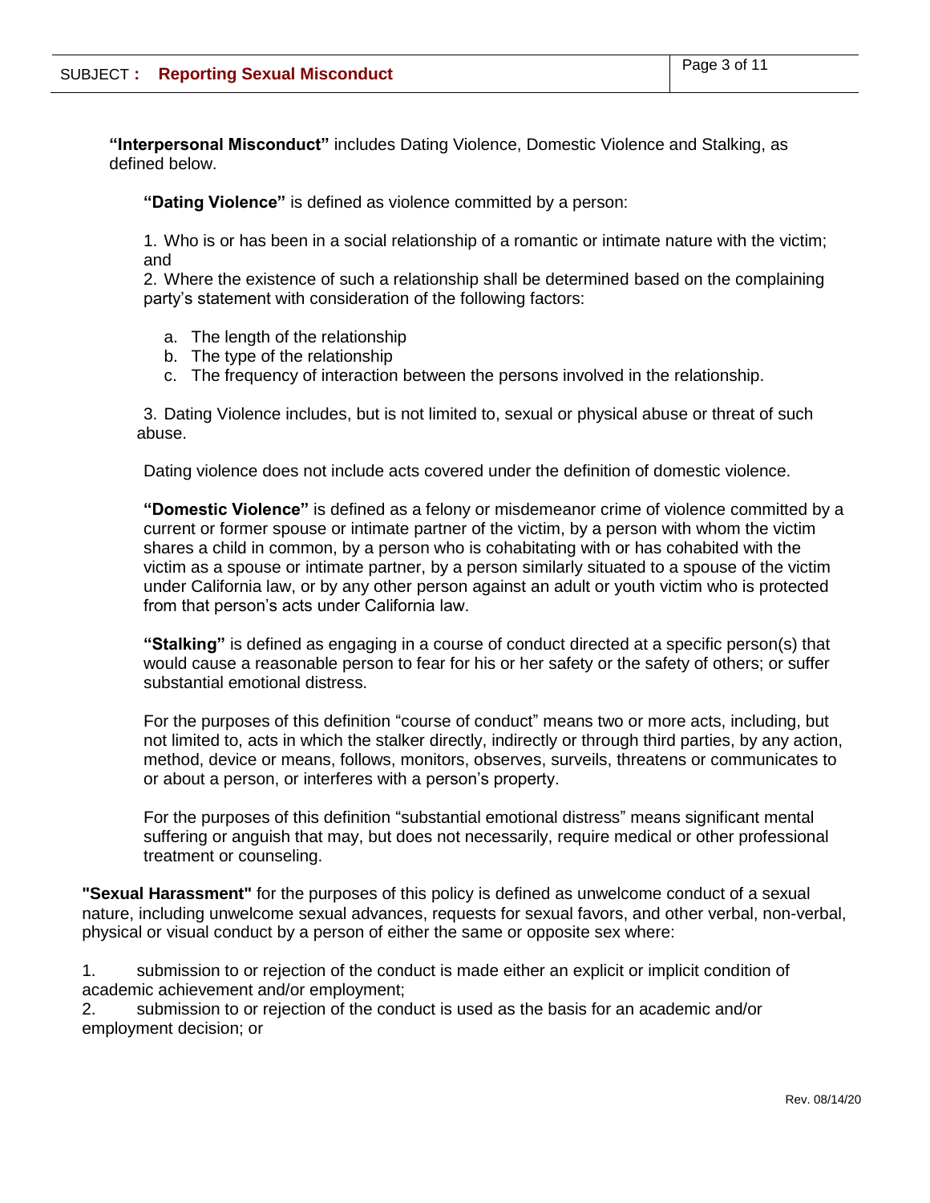**"Interpersonal Misconduct"** includes Dating Violence, Domestic Violence and Stalking, as defined below.

**"Dating Violence"** is defined as violence committed by a person:

1. Who is or has been in a social relationship of a romantic or intimate nature with the victim; and
2. Where the existence of such a relationship shall be determined based on the complaining party's statement with consideration of the following factors:
   a. The length of the relationship
   b. The type of the relationship
   c. The frequency of interaction between the persons involved in the relationship.
3. Dating Violence includes, but is not limited to, sexual or physical abuse or threat of such abuse.

Dating violence does not include acts covered under the definition of domestic violence.

**"Domestic Violence"** is defined as a felony or misdemeanor crime of violence committed by a current or former spouse or intimate partner of the victim, by a person with whom the victim shares a child in common, by a person who is cohabitating with or has cohabited with the victim as a spouse or intimate partner, by a person similarly situated to a spouse of the victim under California law, or by any other person against an adult or youth victim who is protected from that person's acts under California law.

**"Stalking"** is defined as engaging in a course of conduct directed at a specific person(s) that would cause a reasonable person to fear for his or her safety or the safety of others; or suffer substantial emotional distress.

For the purposes of this definition "course of conduct" means two or more acts, including, but not limited to, acts in which the stalker directly, indirectly or through third parties, by any action, method, device or means, follows, monitors, observes, surveils, threatens or communicates to or about a person, or interferes with a person's property.

For the purposes of this definition "substantial emotional distress" means significant mental suffering or anguish that may, but does not necessarily, require medical or other professional treatment or counseling.

**"Sexual Harassment"** for the purposes of this policy is defined as unwelcome conduct of a sexual nature, including unwelcome sexual advances, requests for sexual favors, and other verbal, non-verbal, physical or visual conduct by a person of either the same or opposite sex where:

1. submission to or rejection of the conduct is made either an explicit or implicit condition of academic achievement and/or employment;
2. submission to or rejection of the conduct is used as the basis for an academic and/or employment decision; or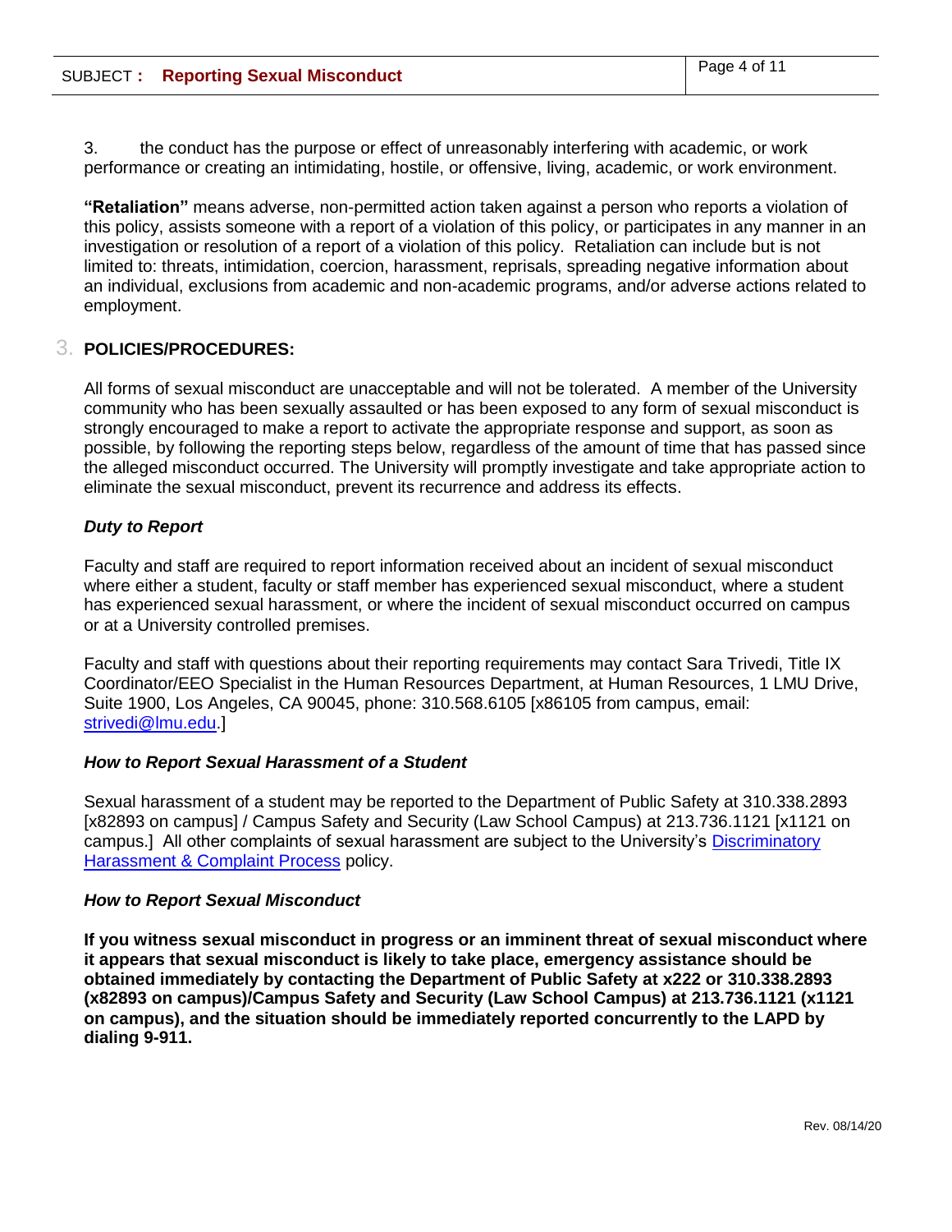3. the conduct has the purpose or effect of unreasonably interfering with academic, or work performance or creating an intimidating, hostile, or offensive, living, academic, or work environment.

**"Retaliation"** means adverse, non-permitted action taken against a person who reports a violation of this policy, assists someone with a report of a violation of this policy, or participates in any manner in an investigation or resolution of a report of a violation of this policy. Retaliation can include but is not limited to: threats, intimidation, coercion, harassment, reprisals, spreading negative information about an individual, exclusions from academic and non-academic programs, and/or adverse actions related to employment.

## 3. POLICIES/PROCEDURES:

All forms of sexual misconduct are unacceptable and will not be tolerated. A member of the University community who has been sexually assaulted or has been exposed to any form of sexual misconduct is strongly encouraged to make a report to activate the appropriate response and support, as soon as possible, by following the reporting steps below, regardless of the amount of time that has passed since the alleged misconduct occurred. The University will promptly investigate and take appropriate action to eliminate the sexual misconduct, prevent its recurrence and address its effects.

***Duty to Report***

Faculty and staff are required to report information received about an incident of sexual misconduct where either a student, faculty or staff member has experienced sexual misconduct, where a student has experienced sexual harassment, or where the incident of sexual misconduct occurred on campus or at a University controlled premises.

Faculty and staff with questions about their reporting requirements may contact Sara Trivedi, Title IX Coordinator/EEO Specialist in the Human Resources Department, at Human Resources, 1 LMU Drive, Suite 1900, Los Angeles, CA 90045, phone: 310.568.6105 [x86105 from campus, email: strivedi@lmu.edu.]

***How to Report Sexual Harassment of a Student***

Sexual harassment of a student may be reported to the Department of Public Safety at 310.338.2893 [x82893 on campus] / Campus Safety and Security (Law School Campus) at 213.736.1121 [x1121 on campus.] All other complaints of sexual harassment are subject to the University's Discriminatory Harassment & Complaint Process policy.

***How to Report Sexual Misconduct***

**If you witness sexual misconduct in progress or an imminent threat of sexual misconduct where it appears that sexual misconduct is likely to take place, emergency assistance should be obtained immediately by contacting the Department of Public Safety at x222 or 310.338.2893 (x82893 on campus)/Campus Safety and Security (Law School Campus) at 213.736.1121 (x1121 on campus), and the situation should be immediately reported concurrently to the LAPD by dialing 9-911.**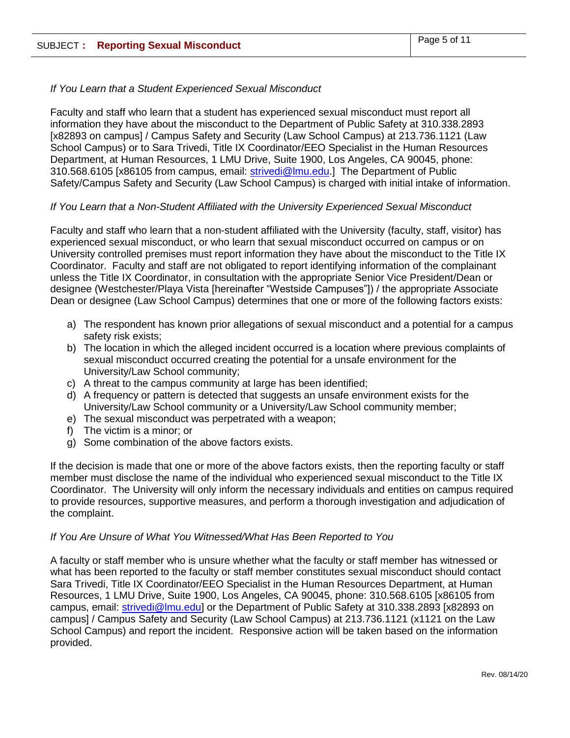*If You Learn that a Student Experienced Sexual Misconduct*

Faculty and staff who learn that a student has experienced sexual misconduct must report all information they have about the misconduct to the Department of Public Safety at 310.338.2893 [x82893 on campus] / Campus Safety and Security (Law School Campus) at 213.736.1121 (Law School Campus) or to Sara Trivedi, Title IX Coordinator/EEO Specialist in the Human Resources Department, at Human Resources, 1 LMU Drive, Suite 1900, Los Angeles, CA 90045, phone: 310.568.6105 [x86105 from campus, email: strivedi@lmu.edu.] The Department of Public Safety/Campus Safety and Security (Law School Campus) is charged with initial intake of information.

*If You Learn that a Non-Student Affiliated with the University Experienced Sexual Misconduct*

Faculty and staff who learn that a non-student affiliated with the University (faculty, staff, visitor) has experienced sexual misconduct, or who learn that sexual misconduct occurred on campus or on University controlled premises must report information they have about the misconduct to the Title IX Coordinator. Faculty and staff are not obligated to report identifying information of the complainant unless the Title IX Coordinator, in consultation with the appropriate Senior Vice President/Dean or designee (Westchester/Playa Vista [hereinafter "Westside Campuses"]) / the appropriate Associate Dean or designee (Law School Campus) determines that one or more of the following factors exists:

a) The respondent has known prior allegations of sexual misconduct and a potential for a campus safety risk exists;
b) The location in which the alleged incident occurred is a location where previous complaints of sexual misconduct occurred creating the potential for a unsafe environment for the University/Law School community;
c) A threat to the campus community at large has been identified;
d) A frequency or pattern is detected that suggests an unsafe environment exists for the University/Law School community or a University/Law School community member;
e) The sexual misconduct was perpetrated with a weapon;
f) The victim is a minor; or
g) Some combination of the above factors exists.

If the decision is made that one or more of the above factors exists, then the reporting faculty or staff member must disclose the name of the individual who experienced sexual misconduct to the Title IX Coordinator. The University will only inform the necessary individuals and entities on campus required to provide resources, supportive measures, and perform a thorough investigation and adjudication of the complaint.

*If You Are Unsure of What You Witnessed/What Has Been Reported to You*

A faculty or staff member who is unsure whether what the faculty or staff member has witnessed or what has been reported to the faculty or staff member constitutes sexual misconduct should contact Sara Trivedi, Title IX Coordinator/EEO Specialist in the Human Resources Department, at Human Resources, 1 LMU Drive, Suite 1900, Los Angeles, CA 90045, phone: 310.568.6105 [x86105 from campus, email: strivedi@lmu.edu] or the Department of Public Safety at 310.338.2893 [x82893 on campus] / Campus Safety and Security (Law School Campus) at 213.736.1121 (x1121 on the Law School Campus) and report the incident. Responsive action will be taken based on the information provided.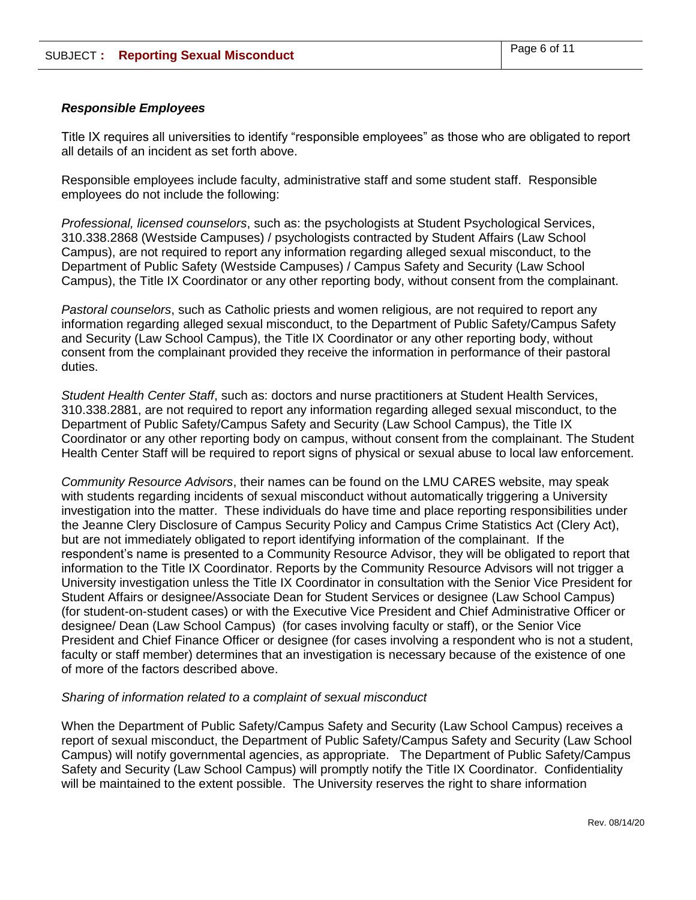### *Responsible Employees*

Title IX requires all universities to identify "responsible employees" as those who are obligated to report all details of an incident as set forth above.

Responsible employees include faculty, administrative staff and some student staff. Responsible employees do not include the following:

*Professional, licensed counselors*, such as: the psychologists at Student Psychological Services, 310.338.2868 (Westside Campuses) / psychologists contracted by Student Affairs (Law School Campus), are not required to report any information regarding alleged sexual misconduct, to the Department of Public Safety (Westside Campuses) / Campus Safety and Security (Law School Campus), the Title IX Coordinator or any other reporting body, without consent from the complainant.

*Pastoral counselors*, such as Catholic priests and women religious, are not required to report any information regarding alleged sexual misconduct, to the Department of Public Safety/Campus Safety and Security (Law School Campus), the Title IX Coordinator or any other reporting body, without consent from the complainant provided they receive the information in performance of their pastoral duties.

*Student Health Center Staff*, such as: doctors and nurse practitioners at Student Health Services, 310.338.2881, are not required to report any information regarding alleged sexual misconduct, to the Department of Public Safety/Campus Safety and Security (Law School Campus), the Title IX Coordinator or any other reporting body on campus, without consent from the complainant. The Student Health Center Staff will be required to report signs of physical or sexual abuse to local law enforcement.

*Community Resource Advisors*, their names can be found on the LMU CARES website, may speak with students regarding incidents of sexual misconduct without automatically triggering a University investigation into the matter. These individuals do have time and place reporting responsibilities under the Jeanne Clery Disclosure of Campus Security Policy and Campus Crime Statistics Act (Clery Act), but are not immediately obligated to report identifying information of the complainant. If the respondent's name is presented to a Community Resource Advisor, they will be obligated to report that information to the Title IX Coordinator. Reports by the Community Resource Advisors will not trigger a University investigation unless the Title IX Coordinator in consultation with the Senior Vice President for Student Affairs or designee/Associate Dean for Student Services or designee (Law School Campus) (for student-on-student cases) or with the Executive Vice President and Chief Administrative Officer or designee/ Dean (Law School Campus) (for cases involving faculty or staff), or the Senior Vice President and Chief Finance Officer or designee (for cases involving a respondent who is not a student, faculty or staff member) determines that an investigation is necessary because of the existence of one of more of the factors described above.

*Sharing of information related to a complaint of sexual misconduct*

When the Department of Public Safety/Campus Safety and Security (Law School Campus) receives a report of sexual misconduct, the Department of Public Safety/Campus Safety and Security (Law School Campus) will notify governmental agencies, as appropriate. The Department of Public Safety/Campus Safety and Security (Law School Campus) will promptly notify the Title IX Coordinator. Confidentiality will be maintained to the extent possible. The University reserves the right to share information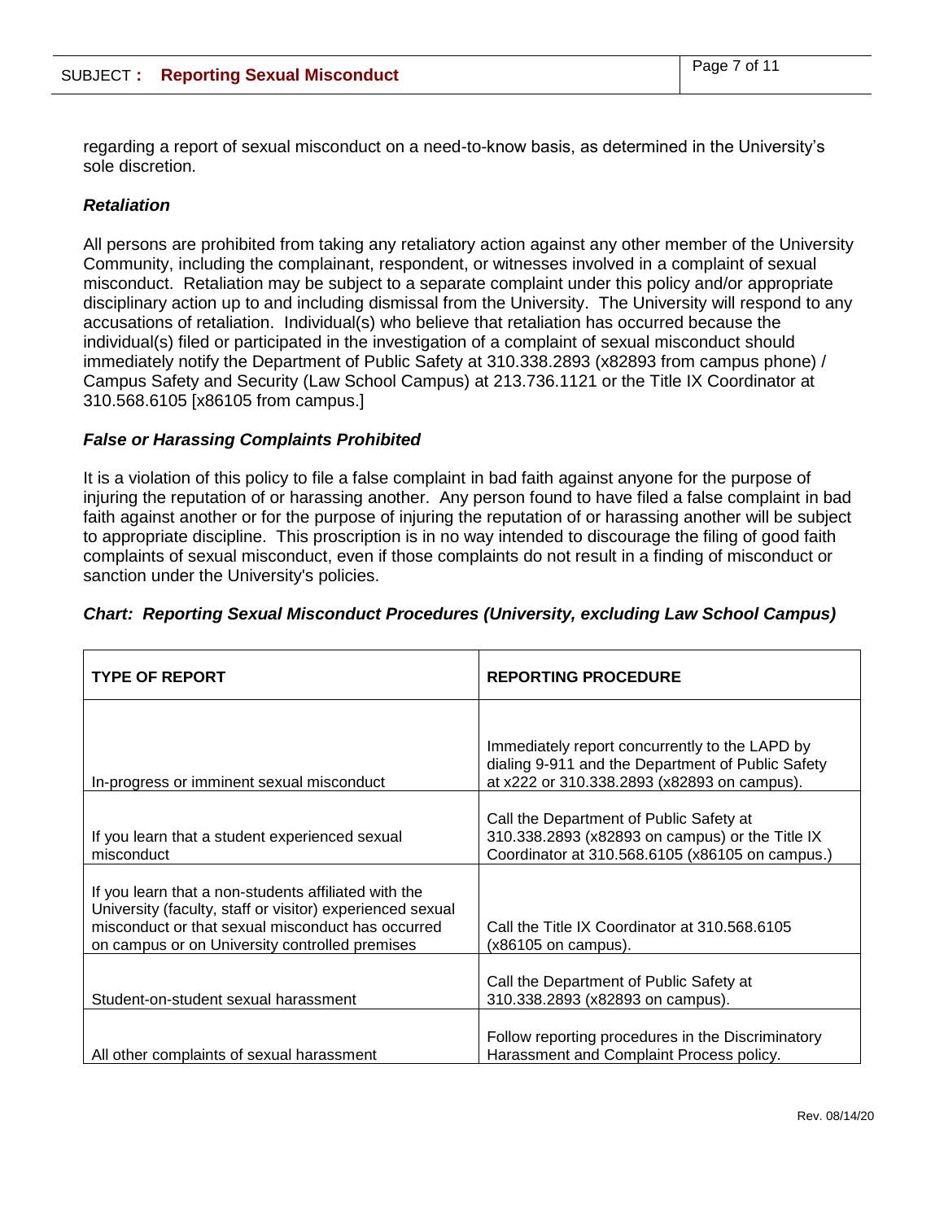regarding a report of sexual misconduct on a need-to-know basis, as determined in the University's sole discretion.

### *Retaliation*

All persons are prohibited from taking any retaliatory action against any other member of the University Community, including the complainant, respondent, or witnesses involved in a complaint of sexual misconduct. Retaliation may be subject to a separate complaint under this policy and/or appropriate disciplinary action up to and including dismissal from the University. The University will respond to any accusations of retaliation. Individual(s) who believe that retaliation has occurred because the individual(s) filed or participated in the investigation of a complaint of sexual misconduct should immediately notify the Department of Public Safety at 310.338.2893 (x82893 from campus phone) / Campus Safety and Security (Law School Campus) at 213.736.1121 or the Title IX Coordinator at 310.568.6105 [x86105 from campus.]

### *False or Harassing Complaints Prohibited*

It is a violation of this policy to file a false complaint in bad faith against anyone for the purpose of injuring the reputation of or harassing another. Any person found to have filed a false complaint in bad faith against another or for the purpose of injuring the reputation of or harassing another will be subject to appropriate discipline. This proscription is in no way intended to discourage the filing of good faith complaints of sexual misconduct, even if those complaints do not result in a finding of misconduct or sanction under the University's policies.

### *Chart: Reporting Sexual Misconduct Procedures (University, excluding Law School Campus)*

| TYPE OF REPORT | REPORTING PROCEDURE |
| --- | --- |
| In-progress or imminent sexual misconduct | Immediately report concurrently to the LAPD by dialing 9-911 and the Department of Public Safety at x222 or 310.338.2893 (x82893 on campus). |
| If you learn that a student experienced sexual misconduct | Call the Department of Public Safety at 310.338.2893 (x82893 on campus) or the Title IX Coordinator at 310.568.6105 (x86105 on campus.) |
| If you learn that a non-students affiliated with the University (faculty, staff or visitor) experienced sexual misconduct or that sexual misconduct has occurred on campus or on University controlled premises | Call the Title IX Coordinator at 310.568.6105 (x86105 on campus). |
| Student-on-student sexual harassment | Call the Department of Public Safety at 310.338.2893 (x82893 on campus). |
| All other complaints of sexual harassment | Follow reporting procedures in the Discriminatory Harassment and Complaint Process policy. |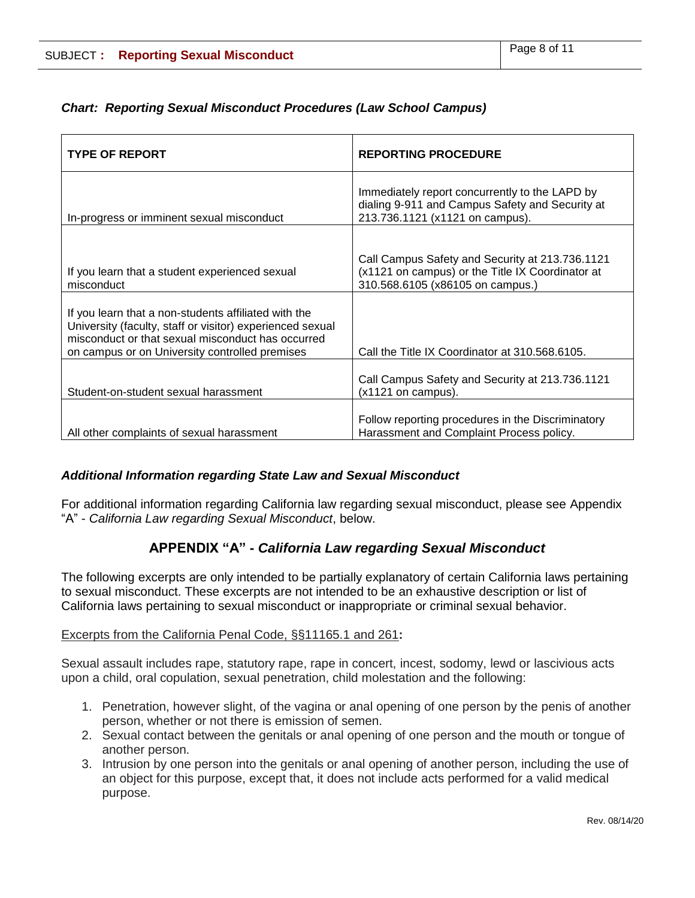***Chart: Reporting Sexual Misconduct Procedures (Law School Campus)***

| TYPE OF REPORT | REPORTING PROCEDURE |
|---|---|
| In-progress or imminent sexual misconduct | Immediately report concurrently to the LAPD by dialing 9-911 and Campus Safety and Security at 213.736.1121 (x1121 on campus). |
| If you learn that a student experienced sexual misconduct | Call Campus Safety and Security at 213.736.1121 (x1121 on campus) or the Title IX Coordinator at 310.568.6105 (x86105 on campus.) |
| If you learn that a non-students affiliated with the University (faculty, staff or visitor) experienced sexual misconduct or that sexual misconduct has occurred on campus or on University controlled premises | Call the Title IX Coordinator at 310.568.6105. |
| Student-on-student sexual harassment | Call Campus Safety and Security at 213.736.1121 (x1121 on campus). |
| All other complaints of sexual harassment | Follow reporting procedures in the Discriminatory Harassment and Complaint Process policy. |

***Additional Information regarding State Law and Sexual Misconduct***

For additional information regarding California law regarding sexual misconduct, please see Appendix "A" - *California Law regarding Sexual Misconduct*, below.

## APPENDIX "A" - *California Law regarding Sexual Misconduct*

The following excerpts are only intended to be partially explanatory of certain California laws pertaining to sexual misconduct. These excerpts are not intended to be an exhaustive description or list of California laws pertaining to sexual misconduct or inappropriate or criminal sexual behavior.

Excerpts from the California Penal Code, §§11165.1 and 261**:**

Sexual assault includes rape, statutory rape, rape in concert, incest, sodomy, lewd or lascivious acts upon a child, oral copulation, sexual penetration, child molestation and the following:

1. Penetration, however slight, of the vagina or anal opening of one person by the penis of another person, whether or not there is emission of semen.
2. Sexual contact between the genitals or anal opening of one person and the mouth or tongue of another person.
3. Intrusion by one person into the genitals or anal opening of another person, including the use of an object for this purpose, except that, it does not include acts performed for a valid medical purpose.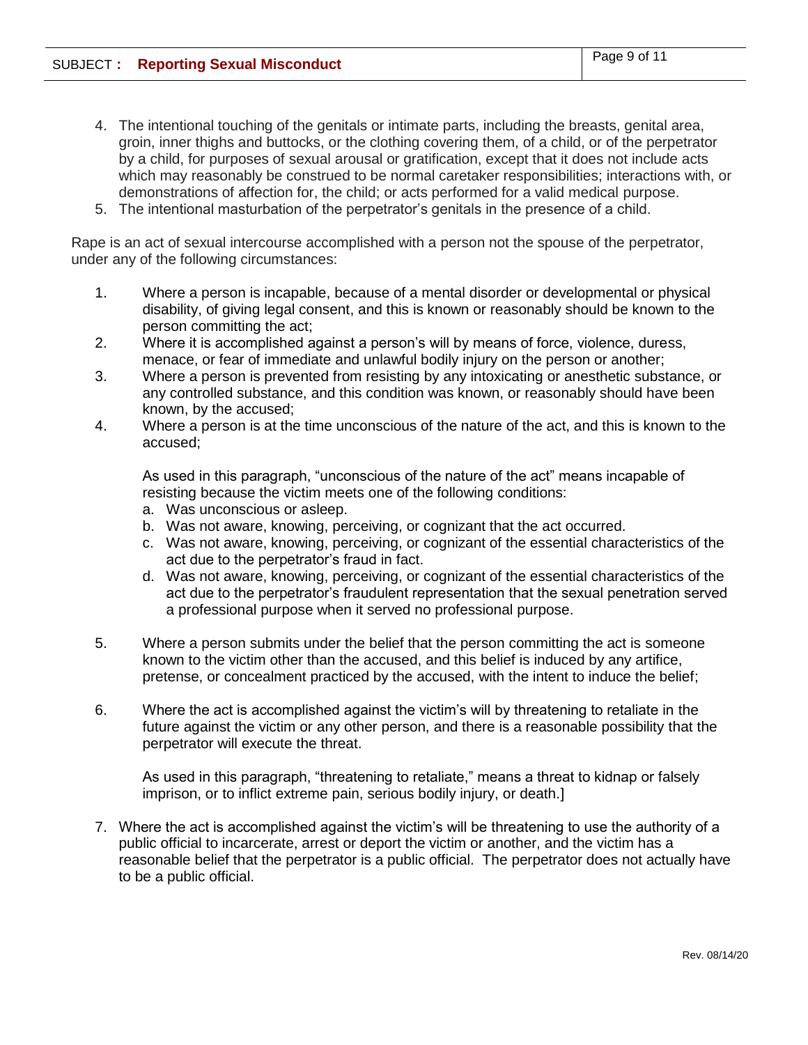4. The intentional touching of the genitals or intimate parts, including the breasts, genital area, groin, inner thighs and buttocks, or the clothing covering them, of a child, or of the perpetrator by a child, for purposes of sexual arousal or gratification, except that it does not include acts which may reasonably be construed to be normal caretaker responsibilities; interactions with, or demonstrations of affection for, the child; or acts performed for a valid medical purpose.
5. The intentional masturbation of the perpetrator's genitals in the presence of a child.

Rape is an act of sexual intercourse accomplished with a person not the spouse of the perpetrator, under any of the following circumstances:

1. Where a person is incapable, because of a mental disorder or developmental or physical disability, of giving legal consent, and this is known or reasonably should be known to the person committing the act;
2. Where it is accomplished against a person's will by means of force, violence, duress, menace, or fear of immediate and unlawful bodily injury on the person or another;
3. Where a person is prevented from resisting by any intoxicating or anesthetic substance, or any controlled substance, and this condition was known, or reasonably should have been known, by the accused;
4. Where a person is at the time unconscious of the nature of the act, and this is known to the accused;

   As used in this paragraph, "unconscious of the nature of the act" means incapable of resisting because the victim meets one of the following conditions:
   a. Was unconscious or asleep.
   b. Was not aware, knowing, perceiving, or cognizant that the act occurred.
   c. Was not aware, knowing, perceiving, or cognizant of the essential characteristics of the act due to the perpetrator's fraud in fact.
   d. Was not aware, knowing, perceiving, or cognizant of the essential characteristics of the act due to the perpetrator's fraudulent representation that the sexual penetration served a professional purpose when it served no professional purpose.

5. Where a person submits under the belief that the person committing the act is someone known to the victim other than the accused, and this belief is induced by any artifice, pretense, or concealment practiced by the accused, with the intent to induce the belief;

6. Where the act is accomplished against the victim's will by threatening to retaliate in the future against the victim or any other person, and there is a reasonable possibility that the perpetrator will execute the threat.

   As used in this paragraph, "threatening to retaliate," means a threat to kidnap or falsely imprison, or to inflict extreme pain, serious bodily injury, or death.]

7. Where the act is accomplished against the victim's will be threatening to use the authority of a public official to incarcerate, arrest or deport the victim or another, and the victim has a reasonable belief that the perpetrator is a public official. The perpetrator does not actually have to be a public official.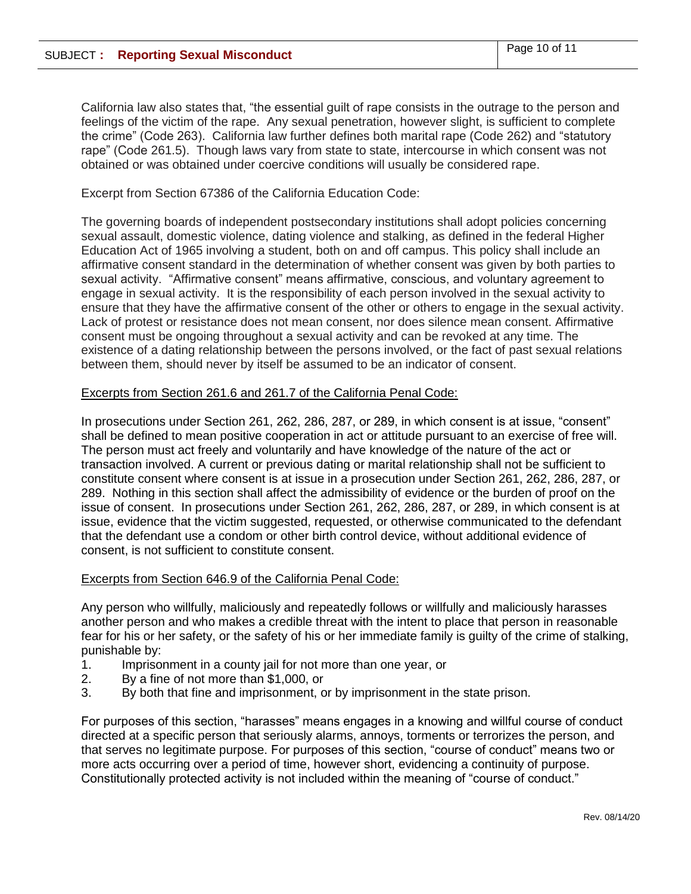California law also states that, "the essential guilt of rape consists in the outrage to the person and feelings of the victim of the rape. Any sexual penetration, however slight, is sufficient to complete the crime" (Code 263). California law further defines both marital rape (Code 262) and "statutory rape" (Code 261.5). Though laws vary from state to state, intercourse in which consent was not obtained or was obtained under coercive conditions will usually be considered rape.

Excerpt from Section 67386 of the California Education Code:

The governing boards of independent postsecondary institutions shall adopt policies concerning sexual assault, domestic violence, dating violence and stalking, as defined in the federal Higher Education Act of 1965 involving a student, both on and off campus. This policy shall include an affirmative consent standard in the determination of whether consent was given by both parties to sexual activity. "Affirmative consent" means affirmative, conscious, and voluntary agreement to engage in sexual activity. It is the responsibility of each person involved in the sexual activity to ensure that they have the affirmative consent of the other or others to engage in the sexual activity. Lack of protest or resistance does not mean consent, nor does silence mean consent. Affirmative consent must be ongoing throughout a sexual activity and can be revoked at any time. The existence of a dating relationship between the persons involved, or the fact of past sexual relations between them, should never by itself be assumed to be an indicator of consent.

<u>Excerpts from Section 261.6 and 261.7 of the California Penal Code:</u>

In prosecutions under Section 261, 262, 286, 287, or 289, in which consent is at issue, "consent" shall be defined to mean positive cooperation in act or attitude pursuant to an exercise of free will. The person must act freely and voluntarily and have knowledge of the nature of the act or transaction involved. A current or previous dating or marital relationship shall not be sufficient to constitute consent where consent is at issue in a prosecution under Section 261, 262, 286, 287, or 289. Nothing in this section shall affect the admissibility of evidence or the burden of proof on the issue of consent. In prosecutions under Section 261, 262, 286, 287, or 289, in which consent is at issue, evidence that the victim suggested, requested, or otherwise communicated to the defendant that the defendant use a condom or other birth control device, without additional evidence of consent, is not sufficient to constitute consent.

<u>Excerpts from Section 646.9 of the California Penal Code:</u>

Any person who willfully, maliciously and repeatedly follows or willfully and maliciously harasses another person and who makes a credible threat with the intent to place that person in reasonable fear for his or her safety, or the safety of his or her immediate family is guilty of the crime of stalking, punishable by:

1. Imprisonment in a county jail for not more than one year, or
2. By a fine of not more than $1,000, or
3. By both that fine and imprisonment, or by imprisonment in the state prison.

For purposes of this section, "harasses" means engages in a knowing and willful course of conduct directed at a specific person that seriously alarms, annoys, torments or terrorizes the person, and that serves no legitimate purpose. For purposes of this section, "course of conduct" means two or more acts occurring over a period of time, however short, evidencing a continuity of purpose. Constitutionally protected activity is not included within the meaning of "course of conduct."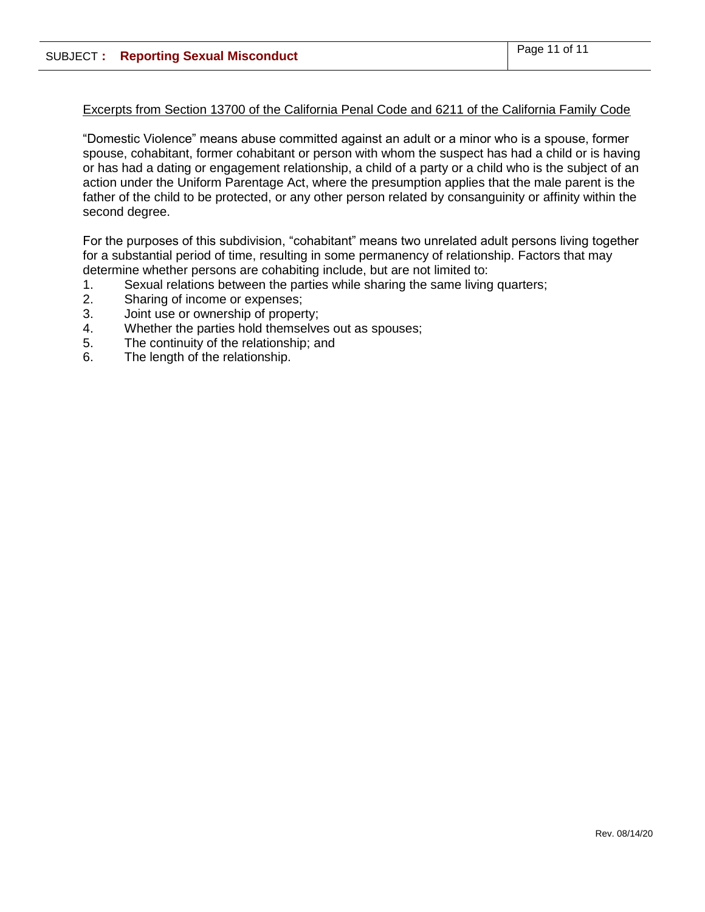Excerpts from Section 13700 of the California Penal Code and 6211 of the California Family Code

"Domestic Violence" means abuse committed against an adult or a minor who is a spouse, former spouse, cohabitant, former cohabitant or person with whom the suspect has had a child or is having or has had a dating or engagement relationship, a child of a party or a child who is the subject of an action under the Uniform Parentage Act, where the presumption applies that the male parent is the father of the child to be protected, or any other person related by consanguinity or affinity within the second degree.

For the purposes of this subdivision, "cohabitant" means two unrelated adult persons living together for a substantial period of time, resulting in some permanency of relationship. Factors that may determine whether persons are cohabiting include, but are not limited to:

1. Sexual relations between the parties while sharing the same living quarters;
2. Sharing of income or expenses;
3. Joint use or ownership of property;
4. Whether the parties hold themselves out as spouses;
5. The continuity of the relationship; and
6. The length of the relationship.

Rev. 08/14/20